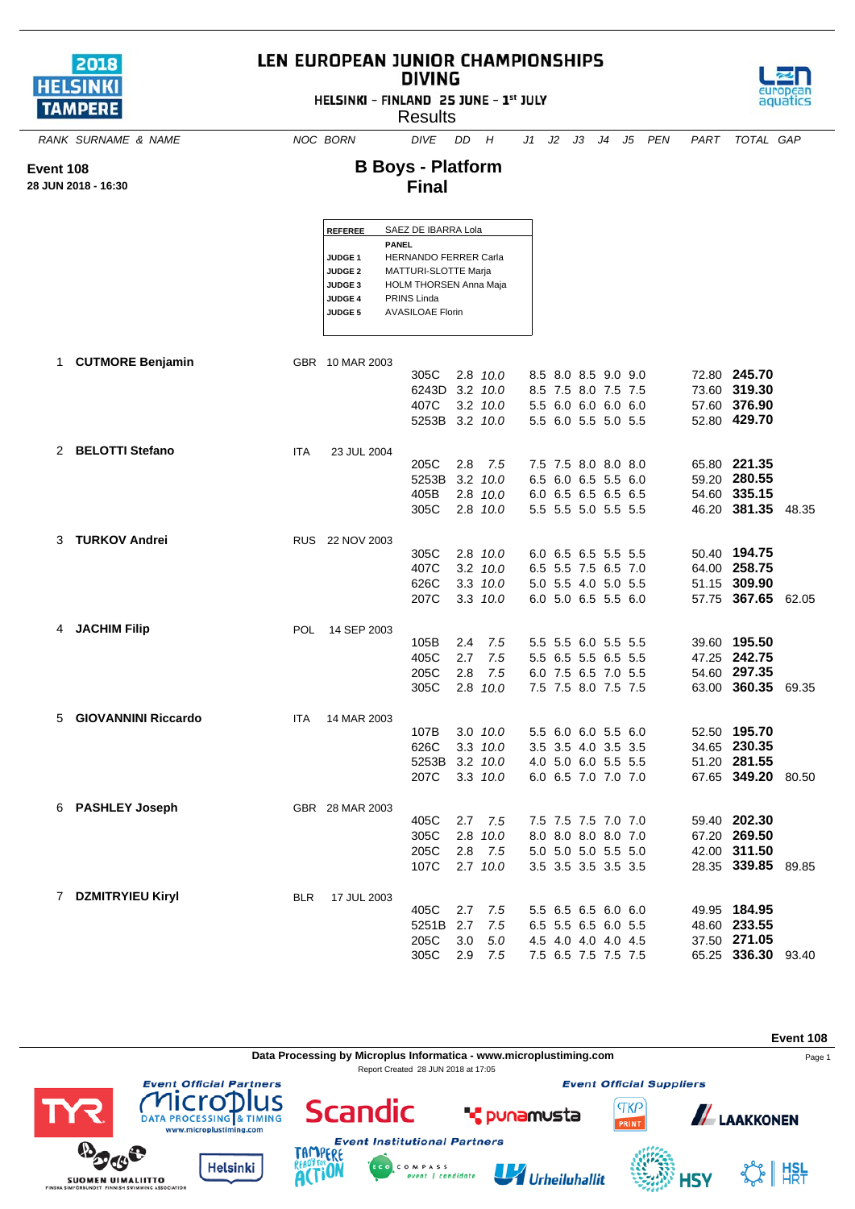# LEN EUROPEAN JUNIOR CHAMPIONSHIPS
## DIVING

HELSINKI - FINLAND 25 JUNE - 1[st] JULY

Results

**Event 108**
**28 JUN 2018 - 16:30**

## B Boys - Platform
## Final

| REFEREE | SAEZ DE IBARRA Lola |
|---|---|
| | **PANEL** |
| JUDGE 1 | HERNANDO FERRER Carla |
| JUDGE 2 | MATTURI-SLOTTE Marja |
| JUDGE 3 | HOLM THORSEN Anna Maja |
| JUDGE 4 | PRINS Linda |
| JUDGE 5 | AVASILOAE Florin |

| RANK | SURNAME & NAME | NOC | BORN | DIVE | DD | H | J1 | J2 | J3 | J4 | J5 | PEN | PART | TOTAL | GAP |
|---|---|---|---|---|---|---|---|---|---|---|---|---|---|---|---|
| 1 | **CUTMORE Benjamin** | GBR | 10 MAR 2003 | | | | | | | | | | | | |
| | | | | 305C | 2.8 | *10.0* | 8.5 | 8.0 | 8.5 | 9.0 | 9.0 | | 72.80 | **245.70** | |
| | | | | 6243D | 3.2 | *10.0* | 8.5 | 7.5 | 8.0 | 7.5 | 7.5 | | 73.60 | **319.30** | |
| | | | | 407C | 3.2 | *10.0* | 5.5 | 6.0 | 6.0 | 6.0 | 6.0 | | 57.60 | **376.90** | |
| | | | | 5253B | 3.2 | *10.0* | 5.5 | 6.0 | 5.5 | 5.0 | 5.5 | | 52.80 | **429.70** | |
| 2 | **BELOTTI Stefano** | ITA | 23 JUL 2004 | | | | | | | | | | | | |
| | | | | 205C | 2.8 | *7.5* | 7.5 | 7.5 | 8.0 | 8.0 | 8.0 | | 65.80 | **221.35** | |
| | | | | 5253B | 3.2 | *10.0* | 6.5 | 6.0 | 6.5 | 5.5 | 6.0 | | 59.20 | **280.55** | |
| | | | | 405B | 2.8 | *10.0* | 6.0 | 6.5 | 6.5 | 6.5 | 6.5 | | 54.60 | **335.15** | |
| | | | | 305C | 2.8 | *10.0* | 5.5 | 5.5 | 5.0 | 5.5 | 5.5 | | 46.20 | **381.35** | 48.35 |
| 3 | **TURKOV Andrei** | RUS | 22 NOV 2003 | | | | | | | | | | | | |
| | | | | 305C | 2.8 | *10.0* | 6.0 | 6.5 | 6.5 | 5.5 | 5.5 | | 50.40 | **194.75** | |
| | | | | 407C | 3.2 | *10.0* | 6.5 | 5.5 | 7.5 | 6.5 | 7.0 | | 64.00 | **258.75** | |
| | | | | 626C | 3.3 | *10.0* | 5.0 | 5.5 | 4.0 | 5.0 | 5.5 | | 51.15 | **309.90** | |
| | | | | 207C | 3.3 | *10.0* | 6.0 | 5.0 | 6.5 | 5.5 | 6.0 | | 57.75 | **367.65** | 62.05 |
| 4 | **JACHIM Filip** | POL | 14 SEP 2003 | | | | | | | | | | | | |
| | | | | 105B | 2.4 | *7.5* | 5.5 | 5.5 | 6.0 | 5.5 | 5.5 | | 39.60 | **195.50** | |
| | | | | 405C | 2.7 | *7.5* | 5.5 | 6.5 | 5.5 | 6.5 | 5.5 | | 47.25 | **242.75** | |
| | | | | 205C | 2.8 | *7.5* | 6.0 | 7.5 | 6.5 | 7.0 | 5.5 | | 54.60 | **297.35** | |
| | | | | 305C | 2.8 | *10.0* | 7.5 | 7.5 | 8.0 | 7.5 | 7.5 | | 63.00 | **360.35** | 69.35 |
| 5 | **GIOVANNINI Riccardo** | ITA | 14 MAR 2003 | | | | | | | | | | | | |
| | | | | 107B | 3.0 | *10.0* | 5.5 | 6.0 | 6.0 | 5.5 | 6.0 | | 52.50 | **195.70** | |
| | | | | 626C | 3.3 | *10.0* | 3.5 | 3.5 | 4.0 | 3.5 | 3.5 | | 34.65 | **230.35** | |
| | | | | 5253B | 3.2 | *10.0* | 4.0 | 5.0 | 6.0 | 5.5 | 5.5 | | 51.20 | **281.55** | |
| | | | | 207C | 3.3 | *10.0* | 6.0 | 6.5 | 7.0 | 7.0 | 7.0 | | 67.65 | **349.20** | 80.50 |
| 6 | **PASHLEY Joseph** | GBR | 28 MAR 2003 | | | | | | | | | | | | |
| | | | | 405C | 2.7 | *7.5* | 7.5 | 7.5 | 7.5 | 7.0 | 7.0 | | 59.40 | **202.30** | |
| | | | | 305C | 2.8 | *10.0* | 8.0 | 8.0 | 8.0 | 8.0 | 7.0 | | 67.20 | **269.50** | |
| | | | | 205C | 2.8 | *7.5* | 5.0 | 5.0 | 5.0 | 5.5 | 5.0 | | 42.00 | **311.50** | |
| | | | | 107C | 2.7 | *10.0* | 3.5 | 3.5 | 3.5 | 3.5 | 3.5 | | 28.35 | **339.85** | 89.85 |
| 7 | **DZMITRYIEU Kiryl** | BLR | 17 JUL 2003 | | | | | | | | | | | | |
| | | | | 405C | 2.7 | *7.5* | 5.5 | 6.5 | 6.5 | 6.0 | 6.0 | | 49.95 | **184.95** | |
| | | | | 5251B | 2.7 | *7.5* | 6.5 | 5.5 | 6.5 | 6.0 | 5.5 | | 48.60 | **233.55** | |
| | | | | 205C | 3.0 | *5.0* | 4.5 | 4.0 | 4.0 | 4.0 | 4.5 | | 37.50 | **271.05** | |
| | | | | 305C | 2.9 | *7.5* | 7.5 | 6.5 | 7.5 | 7.5 | 7.5 | | 65.25 | **336.30** | 93.40 |

Data Processing by Microplus Informatica - www.microplustiming.com

Report Created 28 JUN 2018 at 17:05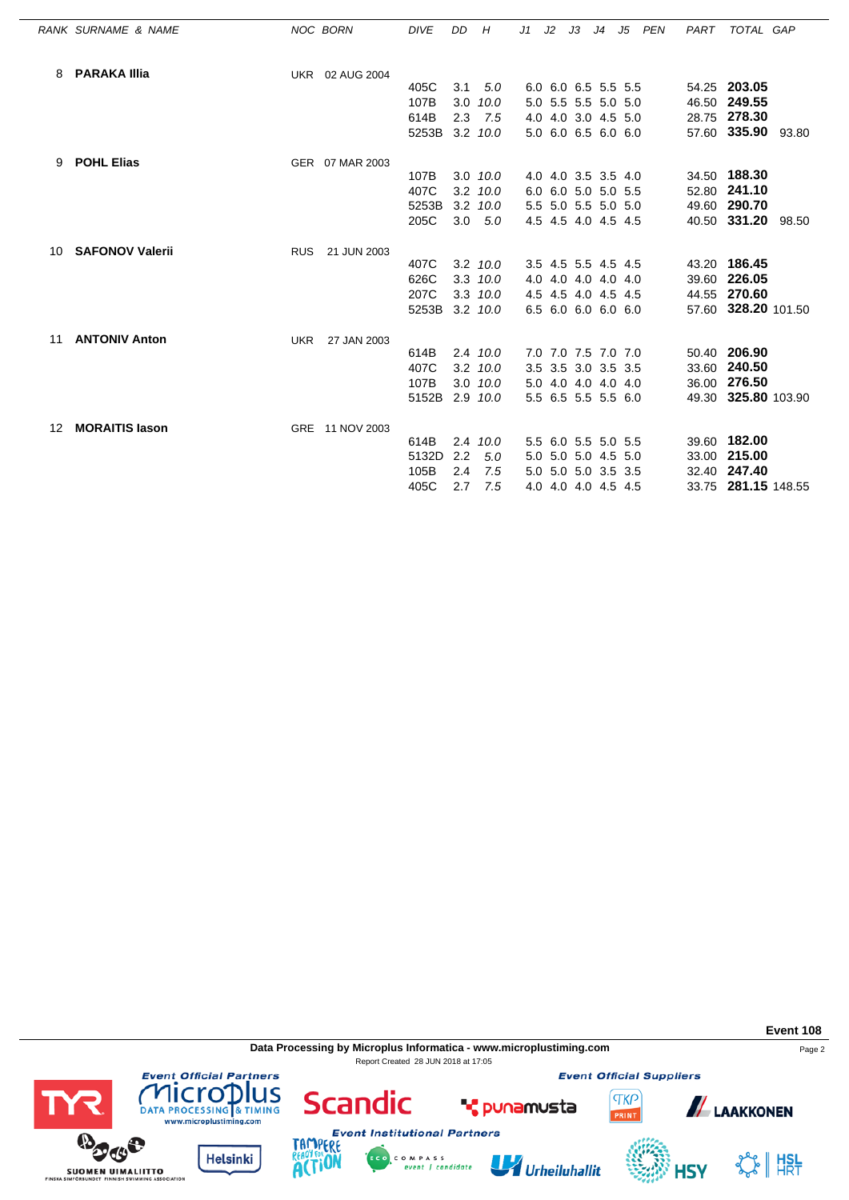| RANK | SURNAME & NAME | NOC | BORN | DIVE | DD | H | J1 | J2 | J3 | J4 | J5 | PEN | PART | TOTAL | GAP |
|---|---|---|---|---|---|---|---|---|---|---|---|---|---|---|---|
| 8 | **PARAKA Illia** | UKR | 02 AUG 2004 | | | | | | | | | | | | |
| | | | | 405C | 3.1 | *5.0* | 6.0 | 6.0 | 6.5 | 5.5 | 5.5 | | 54.25 | **203.05** | |
| | | | | 107B | 3.0 | *10.0* | 5.0 | 5.5 | 5.5 | 5.0 | 5.0 | | 46.50 | **249.55** | |
| | | | | 614B | 2.3 | *7.5* | 4.0 | 4.0 | 3.0 | 4.5 | 5.0 | | 28.75 | **278.30** | |
| | | | | 5253B | 3.2 | *10.0* | 5.0 | 6.0 | 6.5 | 6.0 | 6.0 | | 57.60 | **335.90** | 93.80 |
| 9 | **POHL Elias** | GER | 07 MAR 2003 | | | | | | | | | | | | |
| | | | | 107B | 3.0 | *10.0* | 4.0 | 4.0 | 3.5 | 3.5 | 4.0 | | 34.50 | **188.30** | |
| | | | | 407C | 3.2 | *10.0* | 6.0 | 6.0 | 5.0 | 5.0 | 5.5 | | 52.80 | **241.10** | |
| | | | | 5253B | 3.2 | *10.0* | 5.5 | 5.0 | 5.5 | 5.0 | 5.0 | | 49.60 | **290.70** | |
| | | | | 205C | 3.0 | *5.0* | 4.5 | 4.5 | 4.0 | 4.5 | 4.5 | | 40.50 | **331.20** | 98.50 |
| 10 | **SAFONOV Valerii** | RUS | 21 JUN 2003 | | | | | | | | | | | | |
| | | | | 407C | 3.2 | *10.0* | 3.5 | 4.5 | 5.5 | 4.5 | 4.5 | | 43.20 | **186.45** | |
| | | | | 626C | 3.3 | *10.0* | 4.0 | 4.0 | 4.0 | 4.0 | 4.0 | | 39.60 | **226.05** | |
| | | | | 207C | 3.3 | *10.0* | 4.5 | 4.5 | 4.0 | 4.5 | 4.5 | | 44.55 | **270.60** | |
| | | | | 5253B | 3.2 | *10.0* | 6.5 | 6.0 | 6.0 | 6.0 | 6.0 | | 57.60 | **328.20** | 101.50 |
| 11 | **ANTONIV Anton** | UKR | 27 JAN 2003 | | | | | | | | | | | | |
| | | | | 614B | 2.4 | *10.0* | 7.0 | 7.0 | 7.5 | 7.0 | 7.0 | | 50.40 | **206.90** | |
| | | | | 407C | 3.2 | *10.0* | 3.5 | 3.5 | 3.0 | 3.5 | 3.5 | | 33.60 | **240.50** | |
| | | | | 107B | 3.0 | *10.0* | 5.0 | 4.0 | 4.0 | 4.0 | 4.0 | | 36.00 | **276.50** | |
| | | | | 5152B | 2.9 | *10.0* | 5.5 | 6.5 | 5.5 | 5.5 | 6.0 | | 49.30 | **325.80** | 103.90 |
| 12 | **MORAITIS Iason** | GRE | 11 NOV 2003 | | | | | | | | | | | | |
| | | | | 614B | 2.4 | *10.0* | 5.5 | 6.0 | 5.5 | 5.0 | 5.5 | | 39.60 | **182.00** | |
| | | | | 5132D | 2.2 | *5.0* | 5.0 | 5.0 | 5.0 | 4.5 | 5.0 | | 33.00 | **215.00** | |
| | | | | 105B | 2.4 | *7.5* | 5.0 | 5.0 | 5.0 | 3.5 | 3.5 | | 32.40 | **247.40** | |
| | | | | 405C | 2.7 | *7.5* | 4.0 | 4.0 | 4.0 | 4.5 | 4.5 | | 33.75 | **281.15** | 148.55 |

**Event 108**

**Data Processing by Microplus Informatica - www.microplustiming.com**

Report Created 28 JUN 2018 at 17:05

*Event Official Partners* — *Event Official Suppliers* — *Event Institutional Partners*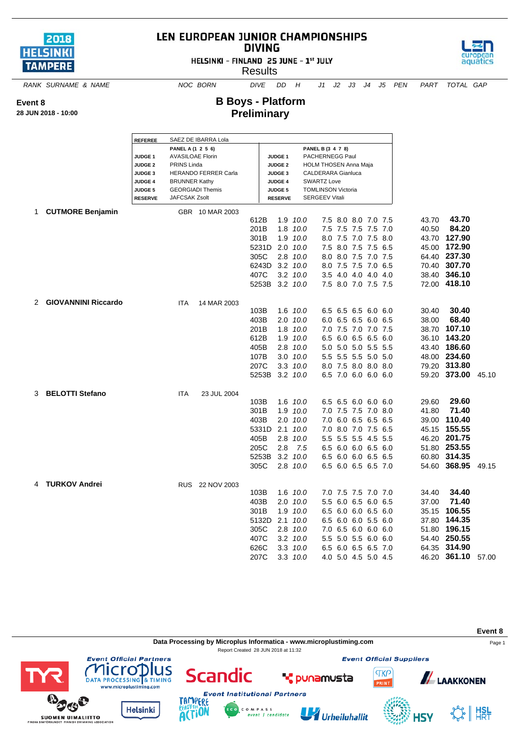# LEN EUROPEAN JUNIOR CHAMPIONSHIPS DIVING

HELSINKI - FINLAND 25 JUNE - 1st JULY

Results

**Event 8**
**28 JUN 2018 - 10:00**

## B Boys - Platform
## Preliminary

| REFEREE | SAEZ DE IBARRA Lola | | |
|---|---|---|---|
| | PANEL A (1 2 5 6) | | PANEL B (3 4 7 8) |
| JUDGE 1 | AVASILOAE Florin | JUDGE 1 | PACHERNEGG Paul |
| JUDGE 2 | PRINS Linda | JUDGE 2 | HOLM THOSEN Anna Maja |
| JUDGE 3 | HERANDO FERRER Carla | JUDGE 3 | CALDERARA Gianluca |
| JUDGE 4 | BRUNNER Kathy | JUDGE 4 | SWARTZ Love |
| JUDGE 5 | GEORGIADI Themis | JUDGE 5 | TOMLINSON Victoria |
| RESERVE | JAFCSAK Zsolt | RESERVE | SERGEEV Vitali |

| RANK | SURNAME & NAME | NOC | BORN | DIVE | DD | H | J1 | J2 | J3 | J4 | J5 | PEN | PART | TOTAL | GAP |
|---|---|---|---|---|---|---|---|---|---|---|---|---|---|---|---|
| 1 | **CUTMORE Benjamin** | GBR | 10 MAR 2003 | | | | | | | | | | | | |
| | | | | 612B | 1.9 | *10.0* | 7.5 | 8.0 | 8.0 | 7.0 | 7.5 | | 43.70 | **43.70** | |
| | | | | 201B | 1.8 | *10.0* | 7.5 | 7.5 | 7.5 | 7.5 | 7.0 | | 40.50 | **84.20** | |
| | | | | 301B | 1.9 | *10.0* | 8.0 | 7.5 | 7.0 | 7.5 | 8.0 | | 43.70 | **127.90** | |
| | | | | 5231D | 2.0 | *10.0* | 7.5 | 8.0 | 7.5 | 7.5 | 6.5 | | 45.00 | **172.90** | |
| | | | | 305C | 2.8 | *10.0* | 8.0 | 8.0 | 7.5 | 7.0 | 7.5 | | 64.40 | **237.30** | |
| | | | | 6243D | 3.2 | *10.0* | 8.0 | 7.5 | 7.5 | 7.0 | 6.5 | | 70.40 | **307.70** | |
| | | | | 407C | 3.2 | *10.0* | 3.5 | 4.0 | 4.0 | 4.0 | 4.0 | | 38.40 | **346.10** | |
| | | | | 5253B | 3.2 | *10.0* | 7.5 | 8.0 | 7.0 | 7.5 | 7.5 | | 72.00 | **418.10** | |
| 2 | **GIOVANNINI Riccardo** | ITA | 14 MAR 2003 | | | | | | | | | | | | |
| | | | | 103B | 1.6 | *10.0* | 6.5 | 6.5 | 6.5 | 6.0 | 6.0 | | 30.40 | **30.40** | |
| | | | | 403B | 2.0 | *10.0* | 6.0 | 6.5 | 6.5 | 6.0 | 6.5 | | 38.00 | **68.40** | |
| | | | | 201B | 1.8 | *10.0* | 7.0 | 7.5 | 7.0 | 7.0 | 7.5 | | 38.70 | **107.10** | |
| | | | | 612B | 1.9 | *10.0* | 6.5 | 6.0 | 6.5 | 6.5 | 6.0 | | 36.10 | **143.20** | |
| | | | | 405B | 2.8 | *10.0* | 5.0 | 5.0 | 5.0 | 5.5 | 5.5 | | 43.40 | **186.60** | |
| | | | | 107B | 3.0 | *10.0* | 5.5 | 5.5 | 5.5 | 5.0 | 5.0 | | 48.00 | **234.60** | |
| | | | | 207C | 3.3 | *10.0* | 8.0 | 7.5 | 8.0 | 8.0 | 8.0 | | 79.20 | **313.80** | |
| | | | | 5253B | 3.2 | *10.0* | 6.5 | 7.0 | 6.0 | 6.0 | 6.0 | | 59.20 | **373.00** | 45.10 |
| 3 | **BELOTTI Stefano** | ITA | 23 JUL 2004 | | | | | | | | | | | | |
| | | | | 103B | 1.6 | *10.0* | 6.5 | 6.5 | 6.0 | 6.0 | 6.0 | | 29.60 | **29.60** | |
| | | | | 301B | 1.9 | *10.0* | 7.0 | 7.5 | 7.5 | 7.0 | 8.0 | | 41.80 | **71.40** | |
| | | | | 403B | 2.0 | *10.0* | 7.0 | 6.0 | 6.5 | 6.5 | 6.5 | | 39.00 | **110.40** | |
| | | | | 5331D | 2.1 | *10.0* | 7.0 | 8.0 | 7.0 | 7.5 | 6.5 | | 45.15 | **155.55** | |
| | | | | 405B | 2.8 | *10.0* | 5.5 | 5.5 | 5.5 | 4.5 | 5.5 | | 46.20 | **201.75** | |
| | | | | 205C | 2.8 | *7.5* | 6.5 | 6.0 | 6.0 | 6.5 | 6.0 | | 51.80 | **253.55** | |
| | | | | 5253B | 3.2 | *10.0* | 6.5 | 6.0 | 6.0 | 6.5 | 6.5 | | 60.80 | **314.35** | |
| | | | | 305C | 2.8 | *10.0* | 6.5 | 6.0 | 6.5 | 6.5 | 7.0 | | 54.60 | **368.95** | 49.15 |
| 4 | **TURKOV Andrei** | RUS | 22 NOV 2003 | | | | | | | | | | | | |
| | | | | 103B | 1.6 | *10.0* | 7.0 | 7.5 | 7.5 | 7.0 | 7.0 | | 34.40 | **34.40** | |
| | | | | 403B | 2.0 | *10.0* | 5.5 | 6.0 | 6.5 | 6.0 | 6.5 | | 37.00 | **71.40** | |
| | | | | 301B | 1.9 | *10.0* | 6.5 | 6.0 | 6.0 | 6.5 | 6.0 | | 35.15 | **106.55** | |
| | | | | 5132D | 2.1 | *10.0* | 6.5 | 6.0 | 6.0 | 5.5 | 6.0 | | 37.80 | **144.35** | |
| | | | | 305C | 2.8 | *10.0* | 7.0 | 6.5 | 6.0 | 6.0 | 6.0 | | 51.80 | **196.15** | |
| | | | | 407C | 3.2 | *10.0* | 5.5 | 5.0 | 5.5 | 6.0 | 6.0 | | 54.40 | **250.55** | |
| | | | | 626C | 3.3 | *10.0* | 6.5 | 6.0 | 6.5 | 6.5 | 7.0 | | 64.35 | **314.90** | |
| | | | | 207C | 3.3 | *10.0* | 4.0 | 5.0 | 4.5 | 5.0 | 4.5 | | 46.20 | **361.10** | 57.00 |

Data Processing by Microplus Informatica - www.microplustiming.com

Report Created 28 JUN 2018 at 11:32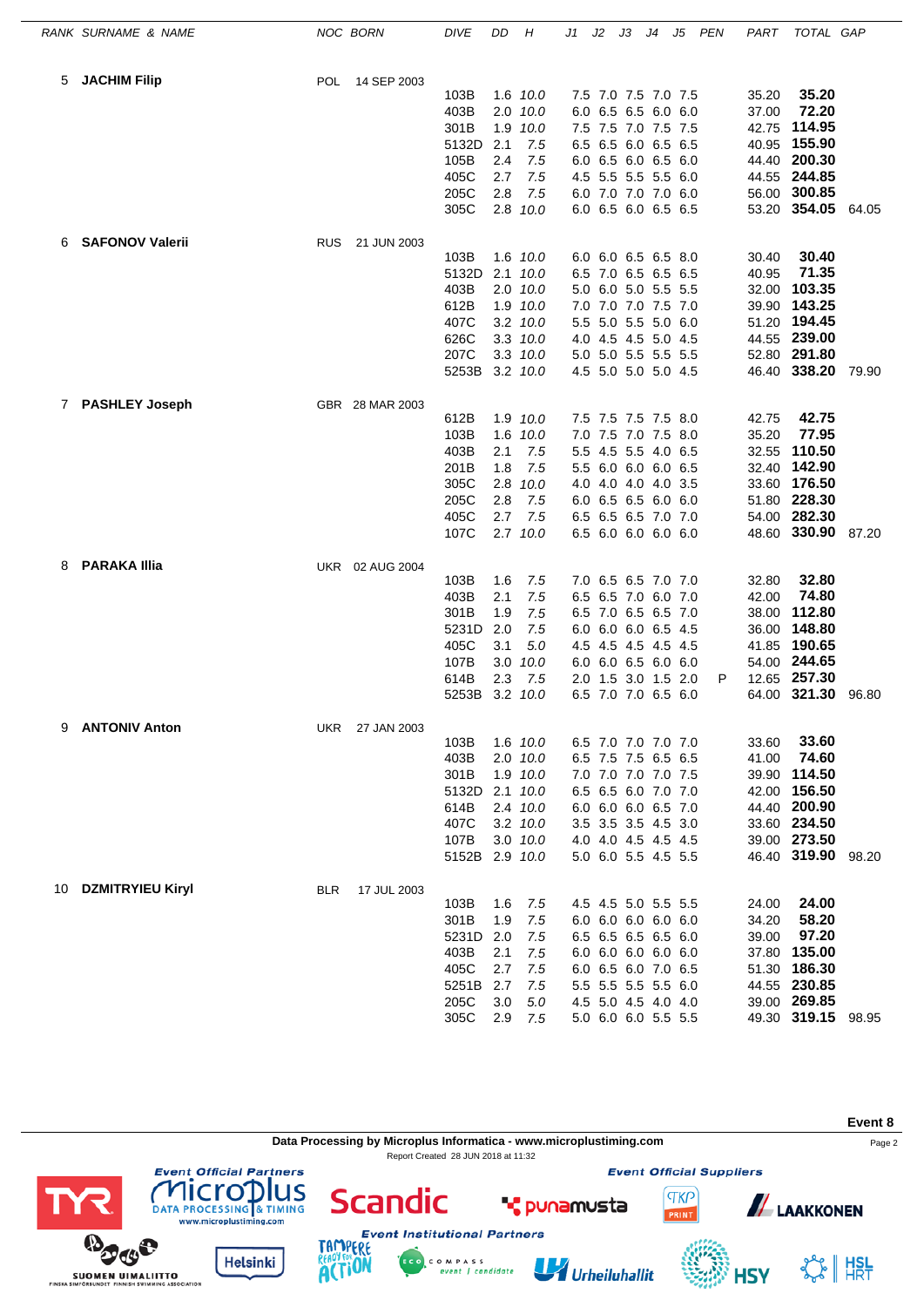| RANK | SURNAME & NAME | NOC | BORN | DIVE | DD | H | J1 | J2 | J3 | J4 | J5 | PEN | PART | TOTAL | GAP |
|---|---|---|---|---|---|---|---|---|---|---|---|---|---|---|---|
| 5 | **JACHIM Filip** | POL | 14 SEP 2003 | | | | | | | | | | | | |
| | | | | 103B | 1.6 | 10.0 | 7.5 | 7.0 | 7.5 | 7.0 | 7.5 | | 35.20 | **35.20** | |
| | | | | 403B | 2.0 | 10.0 | 6.0 | 6.5 | 6.5 | 6.0 | 6.0 | | 37.00 | **72.20** | |
| | | | | 301B | 1.9 | 10.0 | 7.5 | 7.5 | 7.0 | 7.5 | 7.5 | | 42.75 | **114.95** | |
| | | | | 5132D | 2.1 | 7.5 | 6.5 | 6.5 | 6.0 | 6.5 | 6.5 | | 40.95 | **155.90** | |
| | | | | 105B | 2.4 | 7.5 | 6.0 | 6.5 | 6.0 | 6.5 | 6.0 | | 44.40 | **200.30** | |
| | | | | 405C | 2.7 | 7.5 | 4.5 | 5.5 | 5.5 | 5.5 | 6.0 | | 44.55 | **244.85** | |
| | | | | 205C | 2.8 | 7.5 | 6.0 | 7.0 | 7.0 | 7.0 | 6.0 | | 56.00 | **300.85** | |
| | | | | 305C | 2.8 | 10.0 | 6.0 | 6.5 | 6.0 | 6.5 | 6.5 | | 53.20 | **354.05** | 64.05 |
| 6 | **SAFONOV Valerii** | RUS | 21 JUN 2003 | | | | | | | | | | | | |
| | | | | 103B | 1.6 | 10.0 | 6.0 | 6.0 | 6.5 | 6.5 | 8.0 | | 30.40 | **30.40** | |
| | | | | 5132D | 2.1 | 10.0 | 6.5 | 7.0 | 6.5 | 6.5 | 6.5 | | 40.95 | **71.35** | |
| | | | | 403B | 2.0 | 10.0 | 5.0 | 6.0 | 5.0 | 5.5 | 5.5 | | 32.00 | **103.35** | |
| | | | | 612B | 1.9 | 10.0 | 7.0 | 7.0 | 7.0 | 7.5 | 7.0 | | 39.90 | **143.25** | |
| | | | | 407C | 3.2 | 10.0 | 5.5 | 5.0 | 5.5 | 5.0 | 6.0 | | 51.20 | **194.45** | |
| | | | | 626C | 3.3 | 10.0 | 4.0 | 4.5 | 4.5 | 5.0 | 4.5 | | 44.55 | **239.00** | |
| | | | | 207C | 3.3 | 10.0 | 5.0 | 5.0 | 5.5 | 5.5 | 5.5 | | 52.80 | **291.80** | |
| | | | | 5253B | 3.2 | 10.0 | 4.5 | 5.0 | 5.0 | 5.0 | 4.5 | | 46.40 | **338.20** | 79.90 |
| 7 | **PASHLEY Joseph** | GBR | 28 MAR 2003 | | | | | | | | | | | | |
| | | | | 612B | 1.9 | 10.0 | 7.5 | 7.5 | 7.5 | 7.5 | 8.0 | | 42.75 | **42.75** | |
| | | | | 103B | 1.6 | 10.0 | 7.0 | 7.5 | 7.0 | 7.5 | 8.0 | | 35.20 | **77.95** | |
| | | | | 403B | 2.1 | 7.5 | 5.5 | 4.5 | 5.5 | 4.0 | 6.5 | | 32.55 | **110.50** | |
| | | | | 201B | 1.8 | 7.5 | 5.5 | 6.0 | 6.0 | 6.0 | 6.5 | | 32.40 | **142.90** | |
| | | | | 305C | 2.8 | 10.0 | 4.0 | 4.0 | 4.0 | 4.0 | 3.5 | | 33.60 | **176.50** | |
| | | | | 205C | 2.8 | 7.5 | 6.0 | 6.5 | 6.5 | 6.0 | 6.0 | | 51.80 | **228.30** | |
| | | | | 405C | 2.7 | 7.5 | 6.5 | 6.5 | 6.5 | 7.0 | 7.0 | | 54.00 | **282.30** | |
| | | | | 107C | 2.7 | 10.0 | 6.5 | 6.0 | 6.0 | 6.0 | 6.0 | | 48.60 | **330.90** | 87.20 |
| 8 | **PARAKA Illia** | UKR | 02 AUG 2004 | | | | | | | | | | | | |
| | | | | 103B | 1.6 | 7.5 | 7.0 | 6.5 | 6.5 | 7.0 | 7.0 | | 32.80 | **32.80** | |
| | | | | 403B | 2.1 | 7.5 | 6.5 | 6.5 | 7.0 | 6.0 | 7.0 | | 42.00 | **74.80** | |
| | | | | 301B | 1.9 | 7.5 | 6.5 | 7.0 | 6.5 | 6.5 | 7.0 | | 38.00 | **112.80** | |
| | | | | 5231D | 2.0 | 7.5 | 6.0 | 6.0 | 6.0 | 6.5 | 4.5 | | 36.00 | **148.80** | |
| | | | | 405C | 3.1 | 5.0 | 4.5 | 4.5 | 4.5 | 4.5 | 4.5 | | 41.85 | **190.65** | |
| | | | | 107B | 3.0 | 10.0 | 6.0 | 6.0 | 6.5 | 6.0 | 6.0 | | 54.00 | **244.65** | |
| | | | | 614B | 2.3 | 7.5 | 2.0 | 1.5 | 3.0 | 1.5 | 2.0 | P | 12.65 | **257.30** | |
| | | | | 5253B | 3.2 | 10.0 | 6.5 | 7.0 | 7.0 | 6.5 | 6.0 | | 64.00 | **321.30** | 96.80 |
| 9 | **ANTONIV Anton** | UKR | 27 JAN 2003 | | | | | | | | | | | | |
| | | | | 103B | 1.6 | 10.0 | 6.5 | 7.0 | 7.0 | 7.0 | 7.0 | | 33.60 | **33.60** | |
| | | | | 403B | 2.0 | 10.0 | 6.5 | 7.5 | 7.5 | 6.5 | 6.5 | | 41.00 | **74.60** | |
| | | | | 301B | 1.9 | 10.0 | 7.0 | 7.0 | 7.0 | 7.0 | 7.5 | | 39.90 | **114.50** | |
| | | | | 5132D | 2.1 | 10.0 | 6.5 | 6.5 | 6.0 | 7.0 | 7.0 | | 42.00 | **156.50** | |
| | | | | 614B | 2.4 | 10.0 | 6.0 | 6.0 | 6.0 | 6.5 | 7.0 | | 44.40 | **200.90** | |
| | | | | 407C | 3.2 | 10.0 | 3.5 | 3.5 | 3.5 | 4.5 | 3.0 | | 33.60 | **234.50** | |
| | | | | 107B | 3.0 | 10.0 | 4.0 | 4.0 | 4.5 | 4.5 | 4.5 | | 39.00 | **273.50** | |
| | | | | 5152B | 2.9 | 10.0 | 5.0 | 6.0 | 5.5 | 4.5 | 5.5 | | 46.40 | **319.90** | 98.20 |
| 10 | **DZMITRYIEU Kiryl** | BLR | 17 JUL 2003 | | | | | | | | | | | | |
| | | | | 103B | 1.6 | 7.5 | 4.5 | 4.5 | 5.0 | 5.5 | 5.5 | | 24.00 | **24.00** | |
| | | | | 301B | 1.9 | 7.5 | 6.0 | 6.0 | 6.0 | 6.0 | 6.0 | | 34.20 | **58.20** | |
| | | | | 5231D | 2.0 | 7.5 | 6.5 | 6.5 | 6.5 | 6.5 | 6.5 | | 39.00 | **97.20** | |
| | | | | 403B | 2.1 | 7.5 | 6.0 | 6.0 | 6.0 | 6.0 | 6.0 | | 37.80 | **135.00** | |
| | | | | 405C | 2.7 | 7.5 | 6.0 | 6.5 | 6.0 | 7.0 | 6.5 | | 51.30 | **186.30** | |
| | | | | 5251B | 2.7 | 7.5 | 5.5 | 5.5 | 5.5 | 5.5 | 6.0 | | 44.55 | **230.85** | |
| | | | | 205C | 3.0 | 5.0 | 4.5 | 5.0 | 4.5 | 4.0 | 4.0 | | 39.00 | **269.85** | |
| | | | | 305C | 2.9 | 7.5 | 5.0 | 6.0 | 6.0 | 5.5 | 5.5 | | 49.30 | **319.15** | 98.95 |

**Event 8**

**Data Processing by Microplus Informatica - www.microplustiming.com**

Report Created 28 JUN 2018 at 11:32

Event Official Partners — Event Official Suppliers — Event Institutional Partners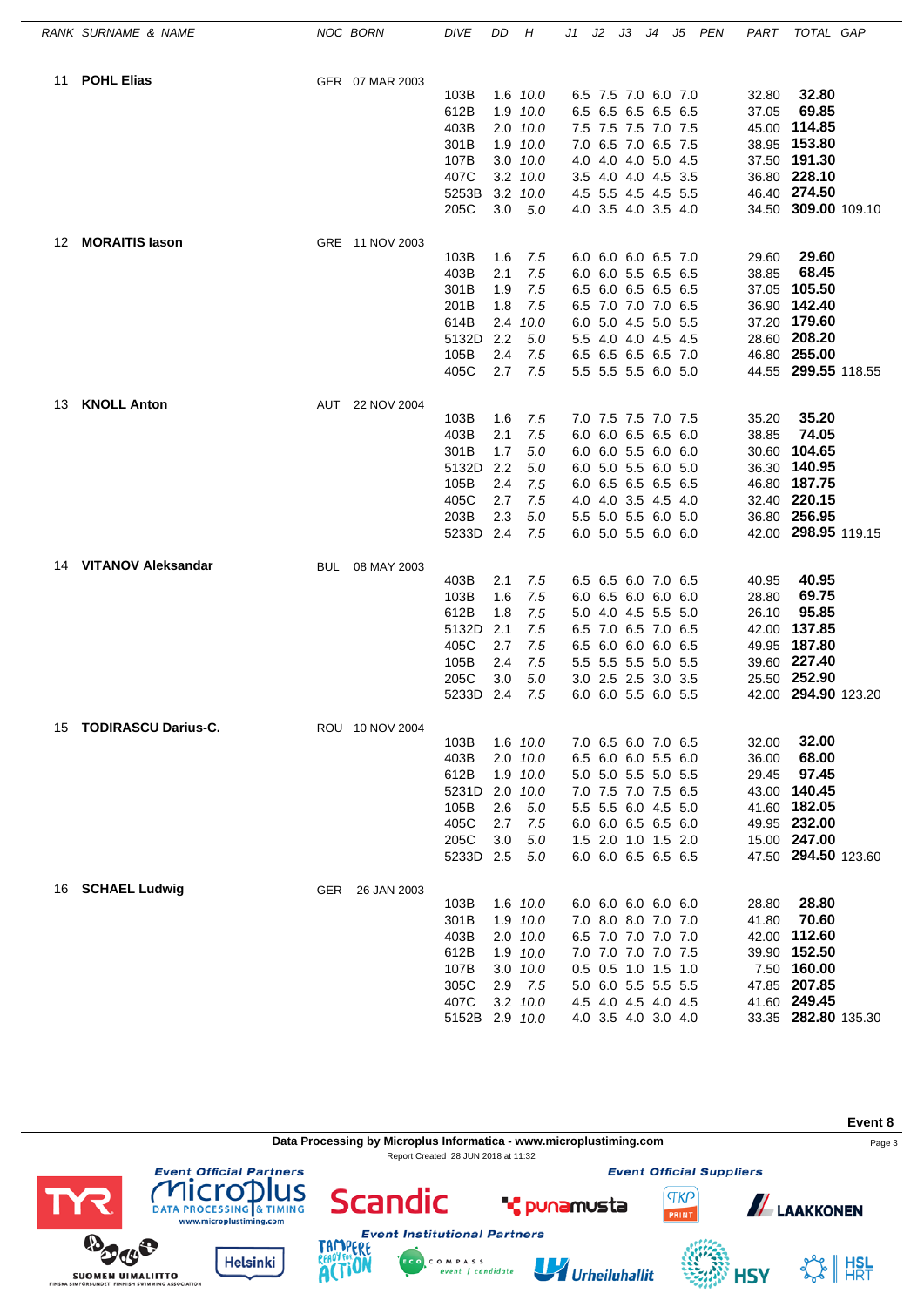| RANK | SURNAME & NAME | NOC | BORN | DIVE | DD | H | J1 | J2 | J3 | J4 | J5 | PEN | PART | TOTAL | GAP |
|---|---|---|---|---|---|---|---|---|---|---|---|---|---|---|---|
| 11 | **POHL Elias** | GER | 07 MAR 2003 | | | | | | | | | | | | |
| | | | | 103B | 1.6 | *10.0* | 6.5 | 7.5 | 7.0 | 6.0 | 7.0 | | 32.80 | **32.80** | |
| | | | | 612B | 1.9 | *10.0* | 6.5 | 6.5 | 6.5 | 6.5 | 6.5 | | 37.05 | **69.85** | |
| | | | | 403B | 2.0 | *10.0* | 7.5 | 7.5 | 7.5 | 7.0 | 7.5 | | 45.00 | **114.85** | |
| | | | | 301B | 1.9 | *10.0* | 7.0 | 6.5 | 7.0 | 6.5 | 7.5 | | 38.95 | **153.80** | |
| | | | | 107B | 3.0 | *10.0* | 4.0 | 4.0 | 4.0 | 5.0 | 4.5 | | 37.50 | **191.30** | |
| | | | | 407C | 3.2 | *10.0* | 3.5 | 4.0 | 4.0 | 4.5 | 3.5 | | 36.80 | **228.10** | |
| | | | | 5253B | 3.2 | *10.0* | 4.5 | 5.5 | 4.5 | 4.5 | 5.5 | | 46.40 | **274.50** | |
| | | | | 205C | 3.0 | *5.0* | 4.0 | 3.5 | 4.0 | 3.5 | 4.0 | | 34.50 | **309.00** | 109.10 |
| 12 | **MORAITIS Iason** | GRE | 11 NOV 2003 | | | | | | | | | | | | |
| | | | | 103B | 1.6 | *7.5* | 6.0 | 6.0 | 6.0 | 6.5 | 7.0 | | 29.60 | **29.60** | |
| | | | | 403B | 2.1 | *7.5* | 6.0 | 6.0 | 5.5 | 6.5 | 6.5 | | 38.85 | **68.45** | |
| | | | | 301B | 1.9 | *7.5* | 6.5 | 6.0 | 6.5 | 6.5 | 6.5 | | 37.05 | **105.50** | |
| | | | | 201B | 1.8 | *7.5* | 6.5 | 7.0 | 7.0 | 7.0 | 6.5 | | 36.90 | **142.40** | |
| | | | | 614B | 2.4 | *10.0* | 6.0 | 5.0 | 4.5 | 5.0 | 5.5 | | 37.20 | **179.60** | |
| | | | | 5132D | 2.2 | *5.0* | 5.5 | 4.0 | 4.0 | 4.5 | 4.5 | | 28.60 | **208.20** | |
| | | | | 105B | 2.4 | *7.5* | 6.5 | 6.5 | 6.5 | 6.5 | 7.0 | | 46.80 | **255.00** | |
| | | | | 405C | 2.7 | *7.5* | 5.5 | 5.5 | 5.5 | 6.0 | 5.0 | | 44.55 | **299.55** | 118.55 |
| 13 | **KNOLL Anton** | AUT | 22 NOV 2004 | | | | | | | | | | | | |
| | | | | 103B | 1.6 | *7.5* | 7.0 | 7.5 | 7.5 | 7.0 | 7.5 | | 35.20 | **35.20** | |
| | | | | 403B | 2.1 | *7.5* | 6.0 | 6.0 | 6.5 | 6.5 | 6.0 | | 38.85 | **74.05** | |
| | | | | 301B | 1.7 | *5.0* | 6.0 | 6.0 | 5.5 | 6.0 | 6.0 | | 30.60 | **104.65** | |
| | | | | 5132D | 2.2 | *5.0* | 6.0 | 5.0 | 5.5 | 6.0 | 5.0 | | 36.30 | **140.95** | |
| | | | | 105B | 2.4 | *7.5* | 6.0 | 6.5 | 6.5 | 6.5 | 6.5 | | 46.80 | **187.75** | |
| | | | | 405C | 2.7 | *7.5* | 4.0 | 4.0 | 3.5 | 4.5 | 4.0 | | 32.40 | **220.15** | |
| | | | | 203B | 2.3 | *5.0* | 5.5 | 5.0 | 5.5 | 6.0 | 5.0 | | 36.80 | **256.95** | |
| | | | | 5233D | 2.4 | *7.5* | 6.0 | 5.0 | 5.5 | 6.0 | 6.0 | | 42.00 | **298.95** | 119.15 |
| 14 | **VITANOV Aleksandar** | BUL | 08 MAY 2003 | | | | | | | | | | | | |
| | | | | 403B | 2.1 | *7.5* | 6.5 | 6.5 | 6.0 | 7.0 | 6.5 | | 40.95 | **40.95** | |
| | | | | 103B | 1.6 | *7.5* | 6.0 | 6.5 | 6.0 | 6.0 | 6.0 | | 28.80 | **69.75** | |
| | | | | 612B | 1.8 | *7.5* | 5.0 | 4.0 | 4.5 | 5.5 | 5.0 | | 26.10 | **95.85** | |
| | | | | 5132D | 2.1 | *7.5* | 6.5 | 7.0 | 6.5 | 7.0 | 6.5 | | 42.00 | **137.85** | |
| | | | | 405C | 2.7 | *7.5* | 6.5 | 6.0 | 6.0 | 6.0 | 6.5 | | 49.95 | **187.80** | |
| | | | | 105B | 2.4 | *7.5* | 5.5 | 5.5 | 5.5 | 5.0 | 5.5 | | 39.60 | **227.40** | |
| | | | | 205C | 3.0 | *5.0* | 3.0 | 2.5 | 2.5 | 3.0 | 3.5 | | 25.50 | **252.90** | |
| | | | | 5233D | 2.4 | *7.5* | 6.0 | 6.0 | 5.5 | 6.0 | 5.5 | | 42.00 | **294.90** | 123.20 |
| 15 | **TODIRASCU Darius-C.** | ROU | 10 NOV 2004 | | | | | | | | | | | | |
| | | | | 103B | 1.6 | *10.0* | 7.0 | 6.5 | 6.0 | 7.0 | 6.5 | | 32.00 | **32.00** | |
| | | | | 403B | 2.0 | *10.0* | 6.5 | 6.0 | 6.0 | 5.5 | 6.0 | | 36.00 | **68.00** | |
| | | | | 612B | 1.9 | *10.0* | 5.0 | 5.0 | 5.5 | 5.0 | 5.5 | | 29.45 | **97.45** | |
| | | | | 5231D | 2.0 | *10.0* | 7.0 | 7.5 | 7.0 | 7.5 | 6.5 | | 43.00 | **140.45** | |
| | | | | 105B | 2.6 | *5.0* | 5.5 | 5.5 | 6.0 | 4.5 | 5.0 | | 41.60 | **182.05** | |
| | | | | 405C | 2.7 | *7.5* | 6.0 | 6.0 | 6.5 | 6.5 | 6.0 | | 49.95 | **232.00** | |
| | | | | 205C | 3.0 | *5.0* | 1.5 | 2.0 | 1.0 | 1.5 | 2.0 | | 15.00 | **247.00** | |
| | | | | 5233D | 2.5 | *5.0* | 6.0 | 6.0 | 6.5 | 6.5 | 6.5 | | 47.50 | **294.50** | 123.60 |
| 16 | **SCHAEL Ludwig** | GER | 26 JAN 2003 | | | | | | | | | | | | |
| | | | | 103B | 1.6 | *10.0* | 6.0 | 6.0 | 6.0 | 6.0 | 6.0 | | 28.80 | **28.80** | |
| | | | | 301B | 1.9 | *10.0* | 7.0 | 8.0 | 8.0 | 7.0 | 7.0 | | 41.80 | **70.60** | |
| | | | | 403B | 2.0 | *10.0* | 6.5 | 7.0 | 7.0 | 7.0 | 7.0 | | 42.00 | **112.60** | |
| | | | | 612B | 1.9 | *10.0* | 7.0 | 7.0 | 7.0 | 7.0 | 7.5 | | 39.90 | **152.50** | |
| | | | | 107B | 3.0 | *10.0* | 0.5 | 0.5 | 1.0 | 1.5 | 1.0 | | 7.50 | **160.00** | |
| | | | | 305C | 2.9 | *7.5* | 5.0 | 6.0 | 5.5 | 5.5 | 5.5 | | 47.85 | **207.85** | |
| | | | | 407C | 3.2 | *10.0* | 4.5 | 4.0 | 4.5 | 4.0 | 4.5 | | 41.60 | **249.45** | |
| | | | | 5152B | 2.9 | *10.0* | 4.0 | 3.5 | 4.0 | 3.0 | 4.0 | | 33.35 | **282.80** | 135.30 |

**Event 8**

Data Processing by Microplus Informatica - www.microplustiming.com

Report Created 28 JUN 2018 at 11:32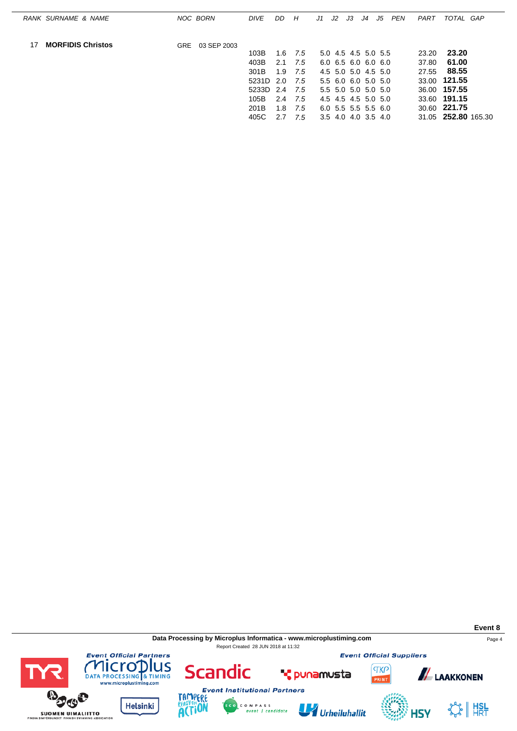| RANK | SURNAME & NAME | NOC | BORN | DIVE | DD | H | J1 | J2 | J3 | J4 | J5 | PEN | PART | TOTAL | GAP |
|---|---|---|---|---|---|---|---|---|---|---|---|---|---|---|---|
| 17 | **MORFIDIS Christos** | GRE | 03 SEP 2003 | | | | | | | | | | | | |
| | | | | 103B | 1.6 | *7.5* | 5.0 | 4.5 | 4.5 | 5.0 | 5.5 | | 23.20 | **23.20** | |
| | | | | 403B | 2.1 | *7.5* | 6.0 | 6.5 | 6.0 | 6.0 | 6.0 | | 37.80 | **61.00** | |
| | | | | 301B | 1.9 | *7.5* | 4.5 | 5.0 | 5.0 | 4.5 | 5.0 | | 27.55 | **88.55** | |
| | | | | 5231D | 2.0 | *7.5* | 5.5 | 6.0 | 6.0 | 5.0 | 5.0 | | 33.00 | **121.55** | |
| | | | | 5233D | 2.4 | *7.5* | 5.5 | 5.0 | 5.0 | 5.0 | 5.0 | | 36.00 | **157.55** | |
| | | | | 105B | 2.4 | *7.5* | 4.5 | 4.5 | 4.5 | 5.0 | 5.0 | | 33.60 | **191.15** | |
| | | | | 201B | 1.8 | *7.5* | 6.0 | 5.5 | 5.5 | 5.5 | 6.0 | | 30.60 | **221.75** | |
| | | | | 405C | 2.7 | *7.5* | 3.5 | 4.0 | 4.0 | 3.5 | 4.0 | | 31.05 | **252.80** | 165.30 |

**Event 8**

**Data Processing by Microplus Informatica - www.microplustiming.com**

Report Created 28 JUN 2018 at 11:32

*Event Official Partners*

*Event Official Suppliers*

*Event Institutional Partners*